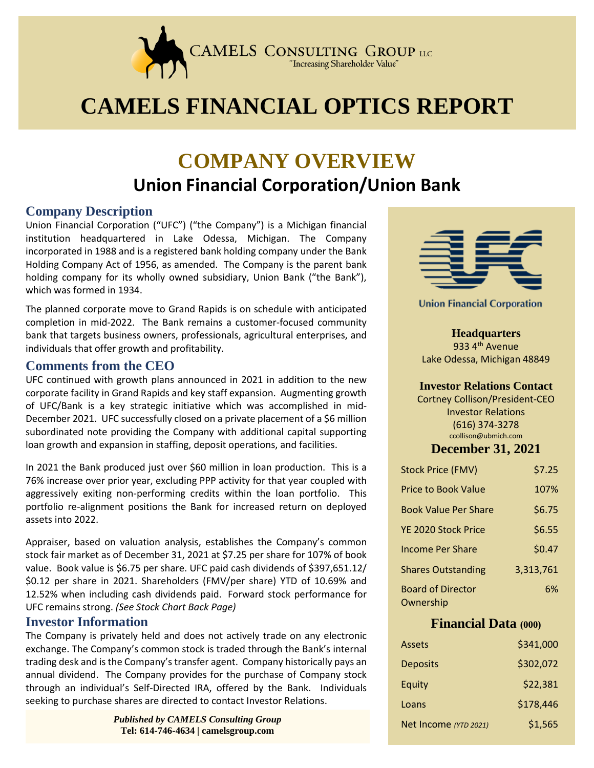CAMELS CONSULTING GROUP LLC
"Increasing Shareholder Value"

# CAMELS FINANCIAL OPTICS REPORT

# COMPANY OVERVIEW

## Union Financial Corporation/Union Bank

### Company Description

Union Financial Corporation ("UFC") ("the Company") is a Michigan financial institution headquartered in Lake Odessa, Michigan. The Company incorporated in 1988 and is a registered bank holding company under the Bank Holding Company Act of 1956, as amended. The Company is the parent bank holding company for its wholly owned subsidiary, Union Bank ("the Bank"), which was formed in 1934.

The planned corporate move to Grand Rapids is on schedule with anticipated completion in mid-2022. The Bank remains a customer-focused community bank that targets business owners, professionals, agricultural enterprises, and individuals that offer growth and profitability.

### Comments from the CEO

UFC continued with growth plans announced in 2021 in addition to the new corporate facility in Grand Rapids and key staff expansion. Augmenting growth of UFC/Bank is a key strategic initiative which was accomplished in mid-December 2021. UFC successfully closed on a private placement of a $6 million subordinated note providing the Company with additional capital supporting loan growth and expansion in staffing, deposit operations, and facilities.

In 2021 the Bank produced just over $60 million in loan production. This is a 76% increase over prior year, excluding PPP activity for that year coupled with aggressively exiting non-performing credits within the loan portfolio. This portfolio re-alignment positions the Bank for increased return on deployed assets into 2022.

Appraiser, based on valuation analysis, establishes the Company's common stock fair market as of December 31, 2021 at $7.25 per share for 107% of book value. Book value is $6.75 per share. UFC paid cash dividends of $397,651.12/ $0.12 per share in 2021. Shareholders (FMV/per share) YTD of 10.69% and 12.52% when including cash dividends paid. Forward stock performance for UFC remains strong. *(See Stock Chart Back Page)*

### Investor Information

The Company is privately held and does not actively trade on any electronic exchange. The Company's common stock is traded through the Bank's internal trading desk and is the Company's transfer agent. Company historically pays an annual dividend. The Company provides for the purchase of Company stock through an individual's Self-Directed IRA, offered by the Bank. Individuals seeking to purchase shares are directed to contact Investor Relations.

***Published by CAMELS Consulting Group***
**Tel: 614-746-4634 | camelsgroup.com**

Union Financial Corporation

**Headquarters**
933 4th Avenue
Lake Odessa, Michigan 48849

**Investor Relations Contact**
Cortney Collison/President-CEO
Investor Relations
(616) 374-3278
ccollison@ubmich.com

### December 31, 2021

| | |
|---|---|
| Stock Price (FMV) | $7.25 |
| Price to Book Value | 107% |
| Book Value Per Share | $6.75 |
| YE 2020 Stock Price | $6.55 |
| Income Per Share | $0.47 |
| Shares Outstanding | 3,313,761 |
| Board of Director Ownership | 6% |

### Financial Data (000)

| | |
|---|---|
| Assets | $341,000 |
| Deposits | $302,072 |
| Equity | $22,381 |
| Loans | $178,446 |
| Net Income *(YTD 2021)* | $1,565 |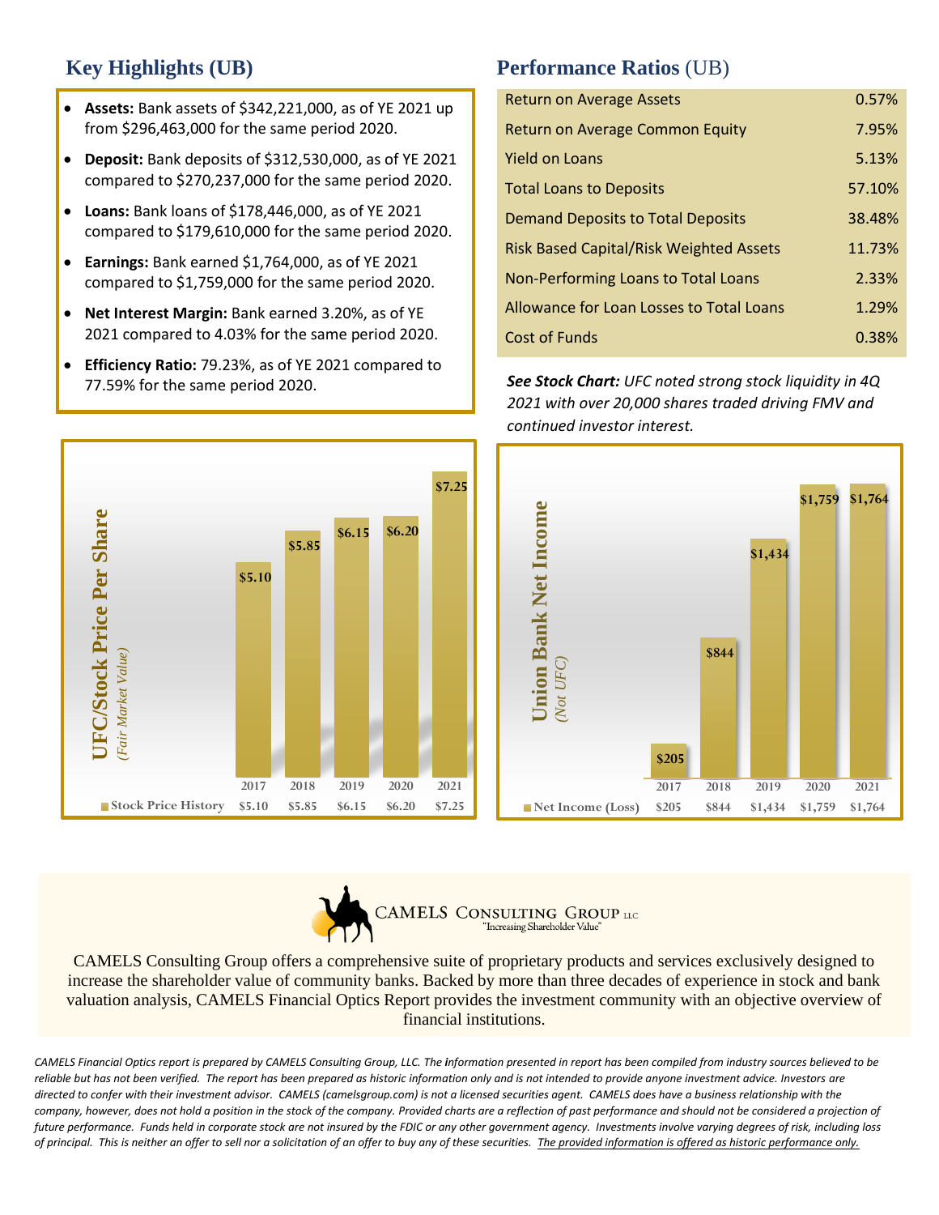## Key Highlights (UB)

- **Assets:** Bank assets of $342,221,000, as of YE 2021 up from $296,463,000 for the same period 2020.
- **Deposit:** Bank deposits of $312,530,000, as of YE 2021 compared to $270,237,000 for the same period 2020.
- **Loans:** Bank loans of $178,446,000, as of YE 2021 compared to $179,610,000 for the same period 2020.
- **Earnings:** Bank earned $1,764,000, as of YE 2021 compared to $1,759,000 for the same period 2020.
- **Net Interest Margin:** Bank earned 3.20%, as of YE 2021 compared to 4.03% for the same period 2020.
- **Efficiency Ratio:** 79.23%, as of YE 2021 compared to 77.59% for the same period 2020.

## Performance Ratios (UB)

| | |
|---|---|
| Return on Average Assets | 0.57% |
| Return on Average Common Equity | 7.95% |
| Yield on Loans | 5.13% |
| Total Loans to Deposits | 57.10% |
| Demand Deposits to Total Deposits | 38.48% |
| Risk Based Capital/Risk Weighted Assets | 11.73% |
| Non-Performing Loans to Total Loans | 2.33% |
| Allowance for Loan Losses to Total Loans | 1.29% |
| Cost of Funds | 0.38% |

***See Stock Chart:*** *UFC noted strong stock liquidity in 4Q 2021 with over 20,000 shares traded driving FMV and continued investor interest.*

UFC/Stock Price Per Share
*(Fair Market Value)*

$5.10 $5.85 $6.15 $6.20 $7.25

2017 2018 2019 2020 2021

Stock Price History $5.10 $5.85 $6.15 $6.20 $7.25

Union Bank Net Income
*(Not UFC)*

$205 $844 $1,434 $1,759 $1,764

2017 2018 2019 2020 2021

Net Income (Loss) $205 $844 $1,434 $1,759 $1,764

CAMELS Consulting Group LLC
"Increasing Shareholder Value"

CAMELS Consulting Group offers a comprehensive suite of proprietary products and services exclusively designed to increase the shareholder value of community banks. Backed by more than three decades of experience in stock and bank valuation analysis, CAMELS Financial Optics Report provides the investment community with an objective overview of financial institutions.

*CAMELS Financial Optics report is prepared by CAMELS Consulting Group, LLC. The information presented in report has been compiled from industry sources believed to be reliable but has not been verified. The report has been prepared as historic information only and is not intended to provide anyone investment advice. Investors are directed to confer with their investment advisor. CAMELS (camelsgroup.com) is not a licensed securities agent. CAMELS does have a business relationship with the company, however, does not hold a position in the stock of the company. Provided charts are a reflection of past performance and should not be considered a projection of future performance. Funds held in corporate stock are not insured by the FDIC or any other government agency. Investments involve varying degrees of risk, including loss of principal. This is neither an offer to sell nor a solicitation of an offer to buy any of these securities. The provided information is offered as historic performance only.*